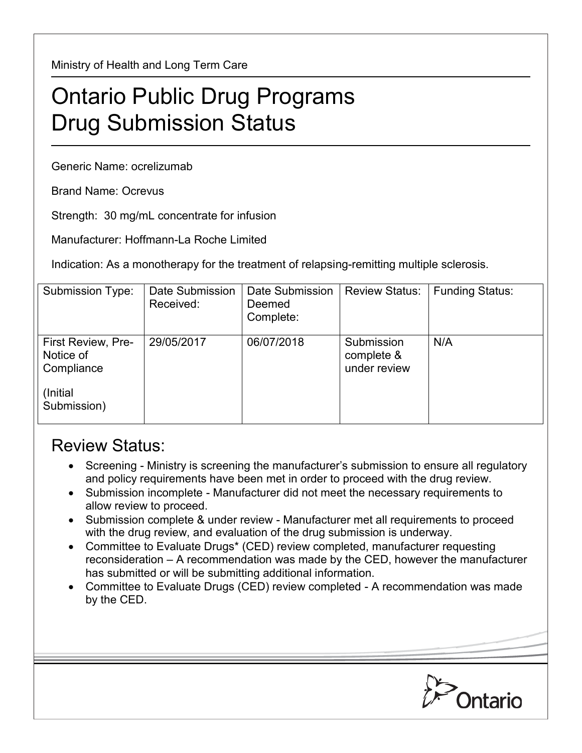Ministry of Health and Long Term Care

# Ontario Public Drug Programs Drug Submission Status

Generic Name: ocrelizumab

Brand Name: Ocrevus

Strength: 30 mg/mL concentrate for infusion

Manufacturer: Hoffmann-La Roche Limited

Indication: As a monotherapy for the treatment of relapsing-remitting multiple sclerosis.

| Submission Type: | Date Submission Received: | Date Submission Deemed Complete: | Review Status: | Funding Status: |
|---|---|---|---|---|
| First Review, Pre-Notice of Compliance<br><br>(Initial Submission) | 29/05/2017 | 06/07/2018 | Submission complete & under review | N/A |

## Review Status:

- Screening - Ministry is screening the manufacturer's submission to ensure all regulatory and policy requirements have been met in order to proceed with the drug review.
- Submission incomplete - Manufacturer did not meet the necessary requirements to allow review to proceed.
- Submission complete & under review - Manufacturer met all requirements to proceed with the drug review, and evaluation of the drug submission is underway.
- Committee to Evaluate Drugs* (CED) review completed, manufacturer requesting reconsideration – A recommendation was made by the CED, however the manufacturer has submitted or will be submitting additional information.
- Committee to Evaluate Drugs (CED) review completed - A recommendation was made by the CED.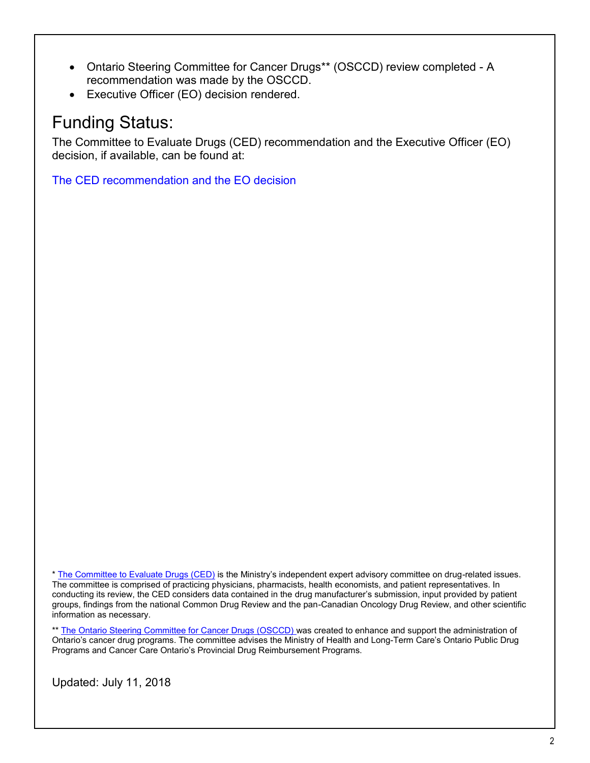- Ontario Steering Committee for Cancer Drugs** (OSCCD) review completed - A recommendation was made by the OSCCD.
- Executive Officer (EO) decision rendered.

# Funding Status:

The Committee to Evaluate Drugs (CED) recommendation and the Executive Officer (EO) decision, if available, can be found at:

The CED recommendation and the EO decision

* The Committee to Evaluate Drugs (CED) is the Ministry's independent expert advisory committee on drug-related issues. The committee is comprised of practicing physicians, pharmacists, health economists, and patient representatives. In conducting its review, the CED considers data contained in the drug manufacturer's submission, input provided by patient groups, findings from the national Common Drug Review and the pan-Canadian Oncology Drug Review, and other scientific information as necessary.

** The Ontario Steering Committee for Cancer Drugs (OSCCD) was created to enhance and support the administration of Ontario's cancer drug programs. The committee advises the Ministry of Health and Long-Term Care's Ontario Public Drug Programs and Cancer Care Ontario's Provincial Drug Reimbursement Programs.

Updated: July 11, 2018